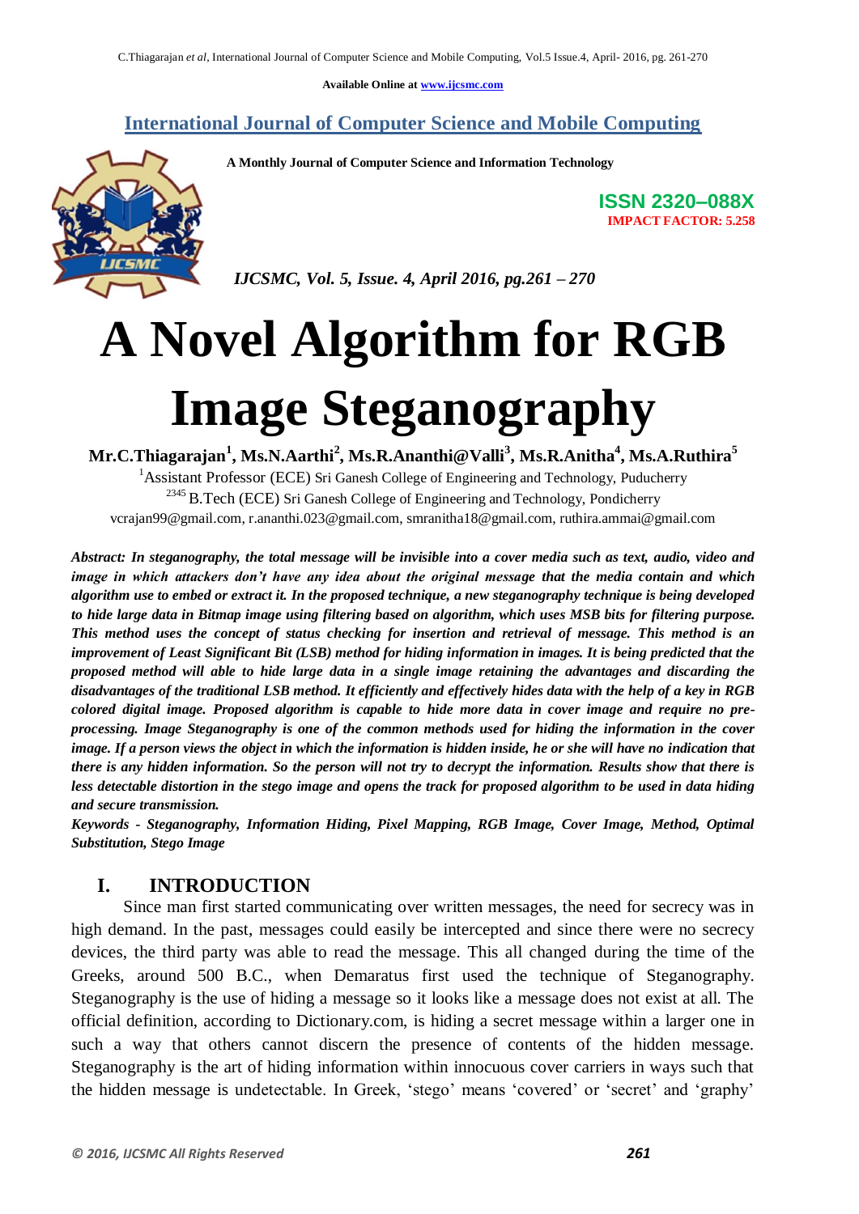Available Online at www.ijcsmc.com

## International Journal of Computer Science and Mobile Computing

**A Monthly Journal of Computer Science and Information Technology**

**ISSN 2320–088X**
**IMPACT FACTOR: 5.258**

*IJCSMC, Vol. 5, Issue. 4, April 2016, pg.261 – 270*

# A Novel Algorithm for RGB Image Steganography

**Mr.C.Thiagarajan[1], Ms.N.Aarthi[2], Ms.R.Ananthi@Valli[3], Ms.R.Anitha[4], Ms.A.Ruthira[5]**

[1]Assistant Professor (ECE) Sri Ganesh College of Engineering and Technology, Puducherry
[2345] B.Tech (ECE) Sri Ganesh College of Engineering and Technology, Pondicherry
vcrajan99@gmail.com, r.ananthi.023@gmail.com, smranitha18@gmail.com, ruthira.ammai@gmail.com

***Abstract:** In steganography, the total message will be invisible into a cover media such as text, audio, video and image in which attackers don't have any idea about the original message that the media contain and which algorithm use to embed or extract it. In the proposed technique, a new steganography technique is being developed to hide large data in Bitmap image using filtering based on algorithm, which uses MSB bits for filtering purpose. This method uses the concept of status checking for insertion and retrieval of message. This method is an improvement of Least Significant Bit (LSB) method for hiding information in images. It is being predicted that the proposed method will able to hide large data in a single image retaining the advantages and discarding the disadvantages of the traditional LSB method. It efficiently and effectively hides data with the help of a key in RGB colored digital image. Proposed algorithm is capable to hide more data in cover image and require no pre-processing. Image Steganography is one of the common methods used for hiding the information in the cover image. If a person views the object in which the information is hidden inside, he or she will have no indication that there is any hidden information. So the person will not try to decrypt the information. Results show that there is less detectable distortion in the stego image and opens the track for proposed algorithm to be used in data hiding and secure transmission.*

***Keywords** - Steganography, Information Hiding, Pixel Mapping, RGB Image, Cover Image, Method, Optimal Substitution, Stego Image*

## I. INTRODUCTION

Since man first started communicating over written messages, the need for secrecy was in high demand. In the past, messages could easily be intercepted and since there were no secrecy devices, the third party was able to read the message. This all changed during the time of the Greeks, around 500 B.C., when Demaratus first used the technique of Steganography. Steganography is the use of hiding a message so it looks like a message does not exist at all. The official definition, according to Dictionary.com, is hiding a secret message within a larger one in such a way that others cannot discern the presence of contents of the hidden message. Steganography is the art of hiding information within innocuous cover carriers in ways such that the hidden message is undetectable. In Greek, 'stego' means 'covered' or 'secret' and 'graphy'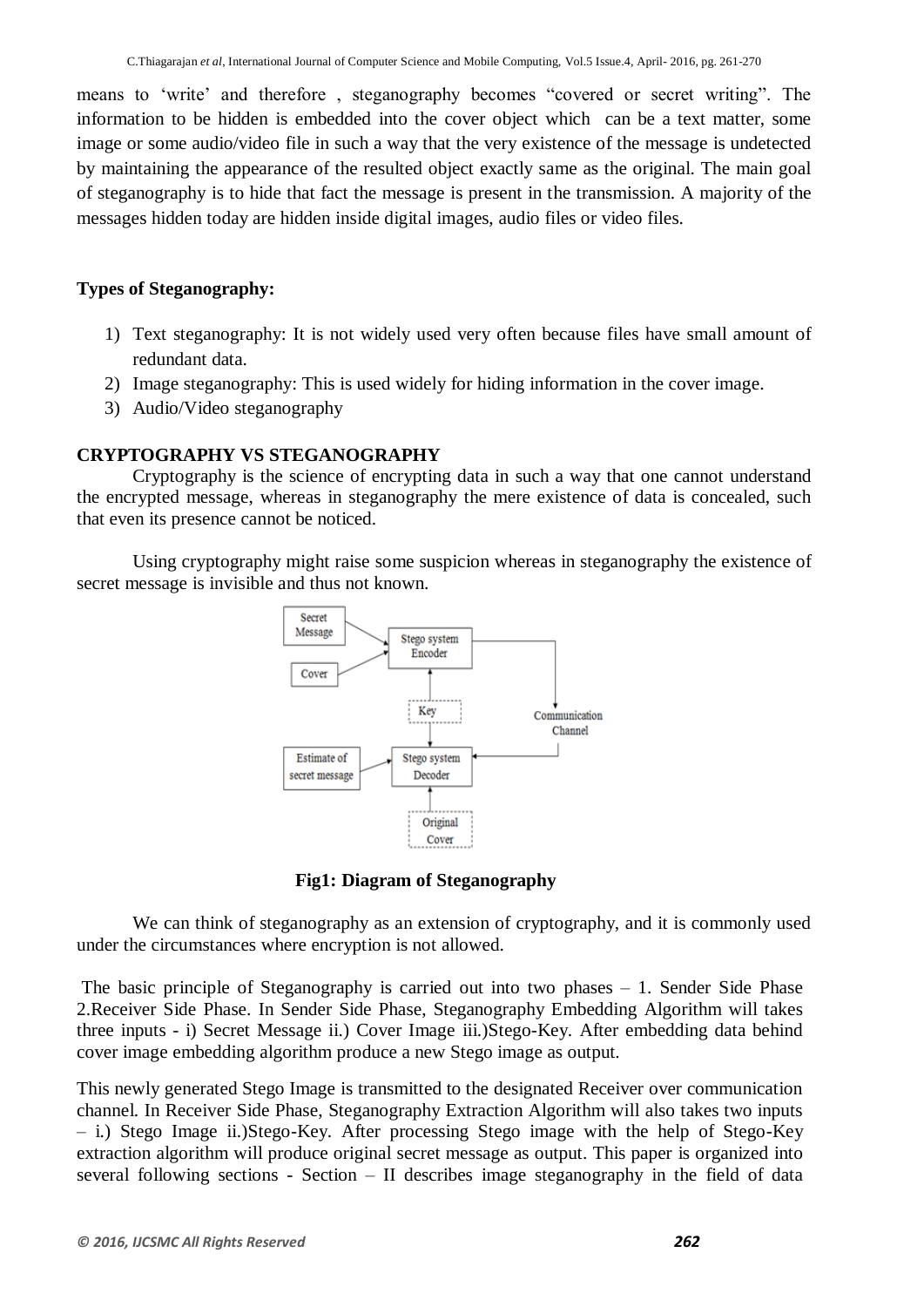means to 'write' and therefore , steganography becomes "covered or secret writing". The information to be hidden is embedded into the cover object which can be a text matter, some image or some audio/video file in such a way that the very existence of the message is undetected by maintaining the appearance of the resulted object exactly same as the original. The main goal of steganography is to hide that fact the message is present in the transmission. A majority of the messages hidden today are hidden inside digital images, audio files or video files.

**Types of Steganography:**

1) Text steganography: It is not widely used very often because files have small amount of redundant data.
2) Image steganography: This is used widely for hiding information in the cover image.
3) Audio/Video steganography

**CRYPTOGRAPHY VS STEGANOGRAPHY**

Cryptography is the science of encrypting data in such a way that one cannot understand the encrypted message, whereas in steganography the mere existence of data is concealed, such that even its presence cannot be noticed.

Using cryptography might raise some suspicion whereas in steganography the existence of secret message is invisible and thus not known.

**Fig1: Diagram of Steganography**

We can think of steganography as an extension of cryptography, and it is commonly used under the circumstances where encryption is not allowed.

The basic principle of Steganography is carried out into two phases – 1. Sender Side Phase 2.Receiver Side Phase. In Sender Side Phase, Steganography Embedding Algorithm will takes three inputs - i) Secret Message ii.) Cover Image iii.)Stego-Key. After embedding data behind cover image embedding algorithm produce a new Stego image as output.

This newly generated Stego Image is transmitted to the designated Receiver over communication channel. In Receiver Side Phase, Steganography Extraction Algorithm will also takes two inputs – i.) Stego Image ii.)Stego-Key. After processing Stego image with the help of Stego-Key extraction algorithm will produce original secret message as output. This paper is organized into several following sections - Section – II describes image steganography in the field of data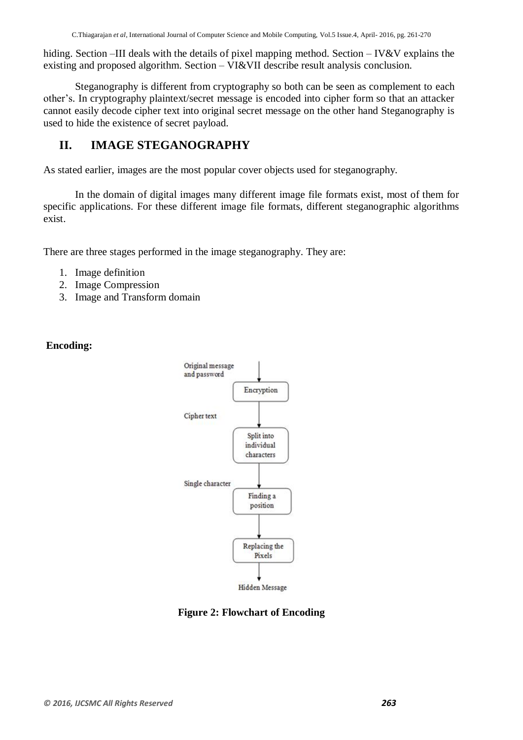hiding. Section –III deals with the details of pixel mapping method. Section – IV&V explains the existing and proposed algorithm. Section – VI&VII describe result analysis conclusion.

Steganography is different from cryptography so both can be seen as complement to each other's. In cryptography plaintext/secret message is encoded into cipher form so that an attacker cannot easily decode cipher text into original secret message on the other hand Steganography is used to hide the existence of secret payload.

## II. IMAGE STEGANOGRAPHY

As stated earlier, images are the most popular cover objects used for steganography.

In the domain of digital images many different image file formats exist, most of them for specific applications. For these different image file formats, different steganographic algorithms exist.

There are three stages performed in the image steganography. They are:

1. Image definition
2. Image Compression
3. Image and Transform domain

**Encoding:**

Original message and password → Encryption → Cipher text → Split into individual characters → Single character → Finding a position → Replacing the Pixels → Hidden Message

**Figure 2: Flowchart of Encoding**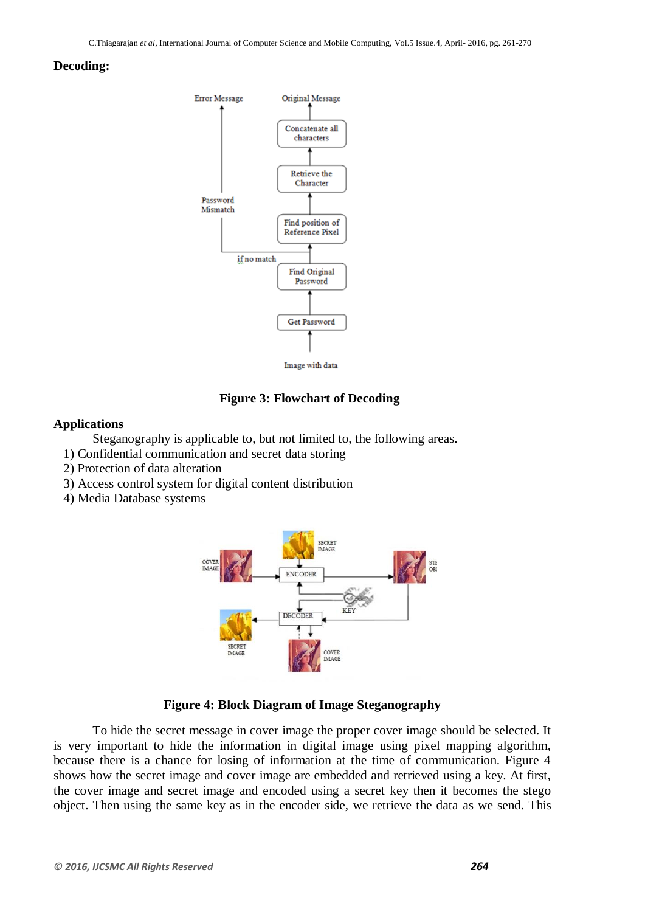**Decoding:**

**Figure 3: Flowchart of Decoding**

## Applications

Steganography is applicable to, but not limited to, the following areas.

1) Confidential communication and secret data storing
2) Protection of data alteration
3) Access control system for digital content distribution
4) Media Database systems

**Figure 4: Block Diagram of Image Steganography**

To hide the secret message in cover image the proper cover image should be selected. It is very important to hide the information in digital image using pixel mapping algorithm, because there is a chance for losing of information at the time of communication. Figure 4 shows how the secret image and cover image are embedded and retrieved using a key. At first, the cover image and secret image and encoded using a secret key then it becomes the stego object. Then using the same key as in the encoder side, we retrieve the data as we send. This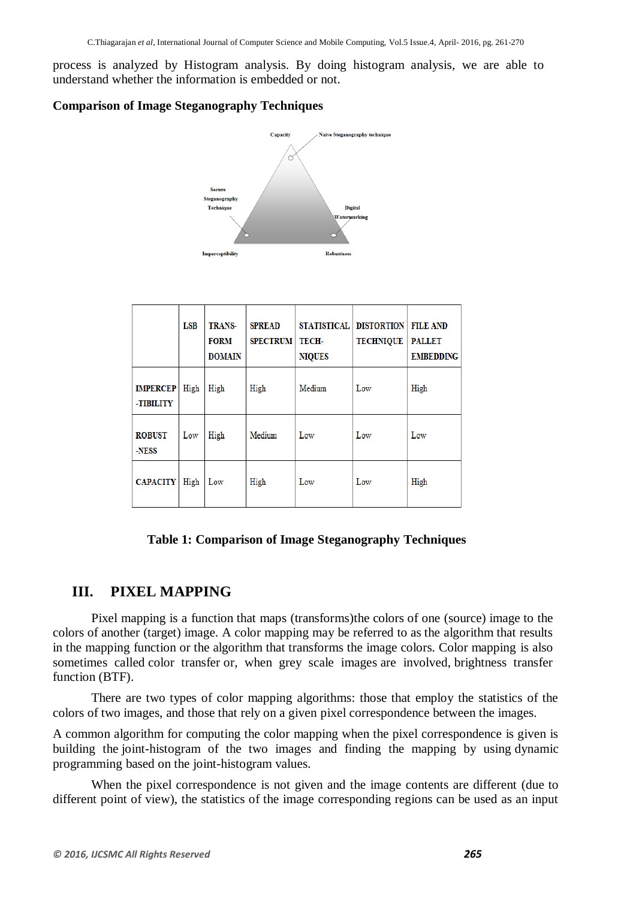process is analyzed by Histogram analysis. By doing histogram analysis, we are able to understand whether the information is embedded or not.

**Comparison of Image Steganography Techniques**

Capacity

Naive Steganography technique

Secure Steganography Technique

Digital Watermarking

Imperceptibility

Robustness

| | LSB | TRANS-FORM DOMAIN | SPREAD SPECTRUM | STATISTICAL TECH-NIQUES | DISTORTION TECHNIQUE | FILE AND PALLET EMBEDDING |
|---|---|---|---|---|---|---|
| IMPERCEP-TIBILITY | High | High | High | Medium | Low | High |
| ROBUST-NESS | Low | High | Medium | Low | Low | Low |
| CAPACITY | High | Low | High | Low | Low | High |

**Table 1: Comparison of Image Steganography Techniques**

## III. PIXEL MAPPING

Pixel mapping is a function that maps (transforms)the colors of one (source) image to the colors of another (target) image. A color mapping may be referred to as the algorithm that results in the mapping function or the algorithm that transforms the image colors. Color mapping is also sometimes called color transfer or, when grey scale images are involved, brightness transfer function (BTF).

There are two types of color mapping algorithms: those that employ the statistics of the colors of two images, and those that rely on a given pixel correspondence between the images.

A common algorithm for computing the color mapping when the pixel correspondence is given is building the joint-histogram of the two images and finding the mapping by using dynamic programming based on the joint-histogram values.

When the pixel correspondence is not given and the image contents are different (due to different point of view), the statistics of the image corresponding regions can be used as an input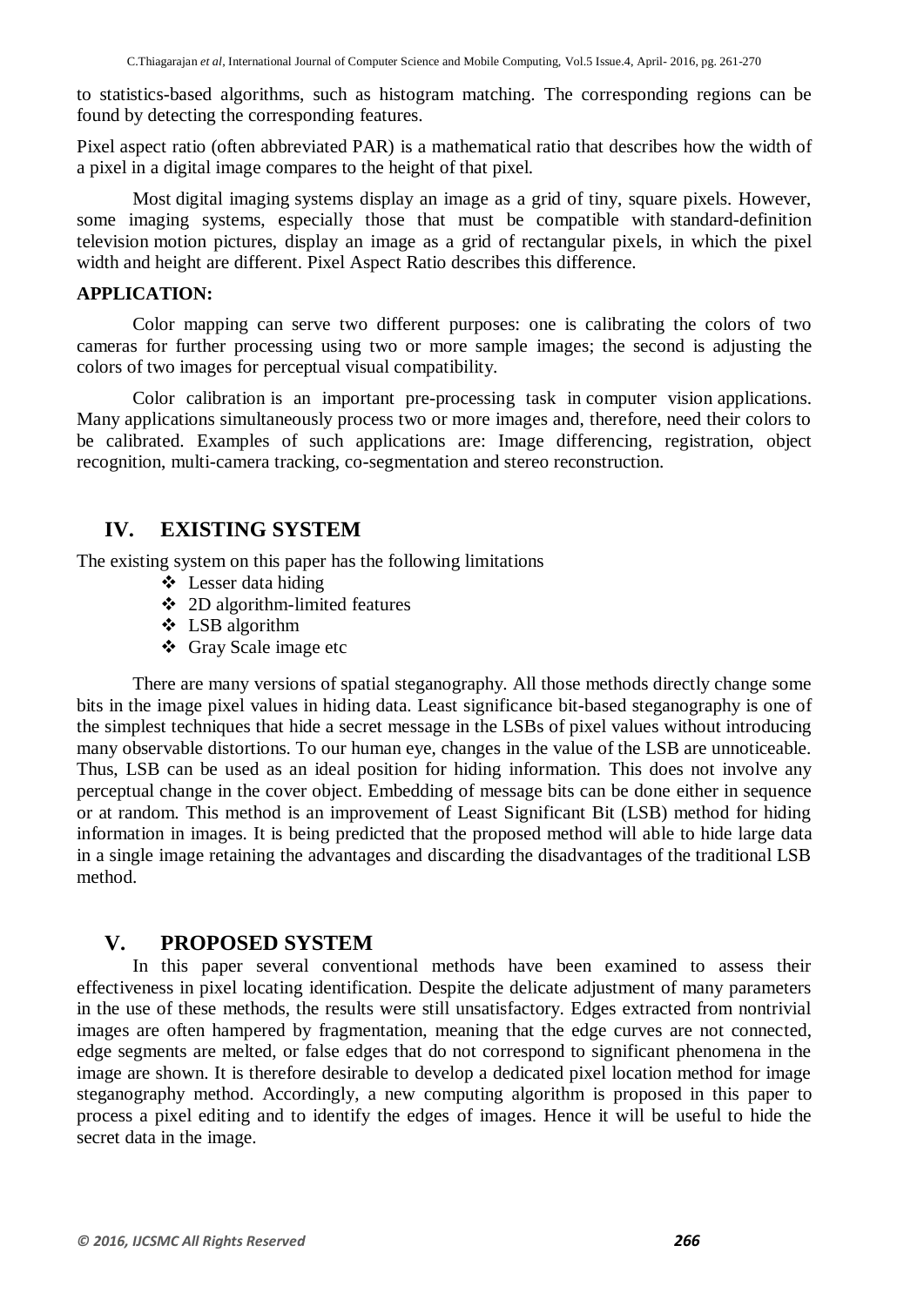to statistics-based algorithms, such as histogram matching. The corresponding regions can be found by detecting the corresponding features.

Pixel aspect ratio (often abbreviated PAR) is a mathematical ratio that describes how the width of a pixel in a digital image compares to the height of that pixel.

Most digital imaging systems display an image as a grid of tiny, square pixels. However, some imaging systems, especially those that must be compatible with standard-definition television motion pictures, display an image as a grid of rectangular pixels, in which the pixel width and height are different. Pixel Aspect Ratio describes this difference.

**APPLICATION:**

Color mapping can serve two different purposes: one is calibrating the colors of two cameras for further processing using two or more sample images; the second is adjusting the colors of two images for perceptual visual compatibility.

Color calibration is an important pre-processing task in computer vision applications. Many applications simultaneously process two or more images and, therefore, need their colors to be calibrated. Examples of such applications are: Image differencing, registration, object recognition, multi-camera tracking, co-segmentation and stereo reconstruction.

## IV. EXISTING SYSTEM

The existing system on this paper has the following limitations

- Lesser data hiding
- 2D algorithm-limited features
- LSB algorithm
- Gray Scale image etc

There are many versions of spatial steganography. All those methods directly change some bits in the image pixel values in hiding data. Least significance bit-based steganography is one of the simplest techniques that hide a secret message in the LSBs of pixel values without introducing many observable distortions. To our human eye, changes in the value of the LSB are unnoticeable. Thus, LSB can be used as an ideal position for hiding information. This does not involve any perceptual change in the cover object. Embedding of message bits can be done either in sequence or at random. This method is an improvement of Least Significant Bit (LSB) method for hiding information in images. It is being predicted that the proposed method will able to hide large data in a single image retaining the advantages and discarding the disadvantages of the traditional LSB method.

## V. PROPOSED SYSTEM

In this paper several conventional methods have been examined to assess their effectiveness in pixel locating identification. Despite the delicate adjustment of many parameters in the use of these methods, the results were still unsatisfactory. Edges extracted from nontrivial images are often hampered by fragmentation, meaning that the edge curves are not connected, edge segments are melted, or false edges that do not correspond to significant phenomena in the image are shown. It is therefore desirable to develop a dedicated pixel location method for image steganography method. Accordingly, a new computing algorithm is proposed in this paper to process a pixel editing and to identify the edges of images. Hence it will be useful to hide the secret data in the image.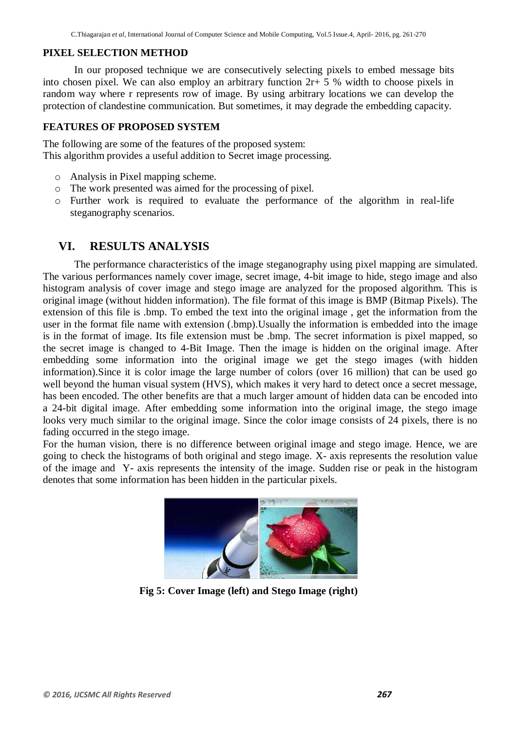### PIXEL SELECTION METHOD

In our proposed technique we are consecutively selecting pixels to embed message bits into chosen pixel. We can also employ an arbitrary function 2r+ 5 % width to choose pixels in random way where r represents row of image. By using arbitrary locations we can develop the protection of clandestine communication. But sometimes, it may degrade the embedding capacity.

### FEATURES OF PROPOSED SYSTEM

The following are some of the features of the proposed system:
This algorithm provides a useful addition to Secret image processing.

- Analysis in Pixel mapping scheme.
- The work presented was aimed for the processing of pixel.
- Further work is required to evaluate the performance of the algorithm in real-life steganography scenarios.

## VI. RESULTS ANALYSIS

The performance characteristics of the image steganography using pixel mapping are simulated. The various performances namely cover image, secret image, 4-bit image to hide, stego image and also histogram analysis of cover image and stego image are analyzed for the proposed algorithm. This is original image (without hidden information). The file format of this image is BMP (Bitmap Pixels). The extension of this file is .bmp. To embed the text into the original image , get the information from the user in the format file name with extension (.bmp).Usually the information is embedded into the image is in the format of image. Its file extension must be .bmp. The secret information is pixel mapped, so the secret image is changed to 4-Bit Image. Then the image is hidden on the original image. After embedding some information into the original image we get the stego images (with hidden information).Since it is color image the large number of colors (over 16 million) that can be used go well beyond the human visual system (HVS), which makes it very hard to detect once a secret message, has been encoded. The other benefits are that a much larger amount of hidden data can be encoded into a 24-bit digital image. After embedding some information into the original image, the stego image looks very much similar to the original image. Since the color image consists of 24 pixels, there is no fading occurred in the stego image.

For the human vision, there is no difference between original image and stego image. Hence, we are going to check the histograms of both original and stego image. X- axis represents the resolution value of the image and Y- axis represents the intensity of the image. Sudden rise or peak in the histogram denotes that some information has been hidden in the particular pixels.

**Fig 5: Cover Image (left) and Stego Image (right)**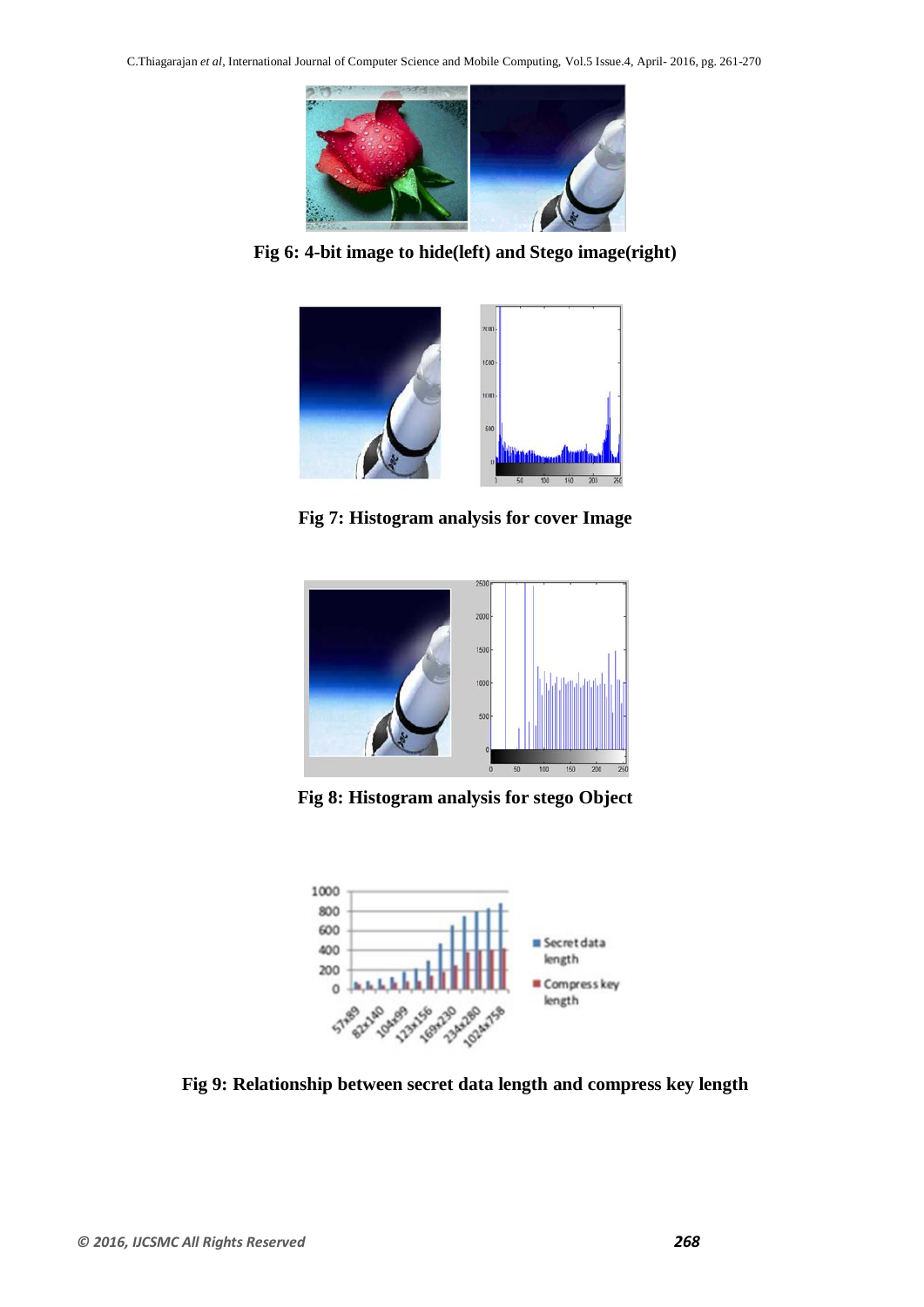**Fig 6: 4-bit image to hide(left) and Stego image(right)**

**Fig 7: Histogram analysis for cover Image**

**Fig 8: Histogram analysis for stego Object**

**Fig 9: Relationship between secret data length and compress key length**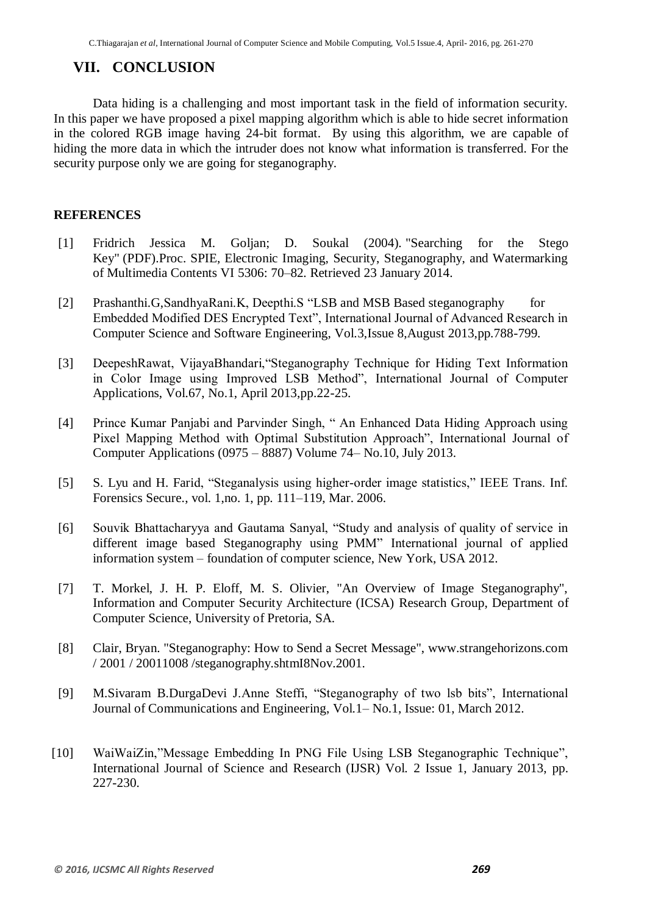## VII. CONCLUSION

Data hiding is a challenging and most important task in the field of information security. In this paper we have proposed a pixel mapping algorithm which is able to hide secret information in the colored RGB image having 24-bit format. By using this algorithm, we are capable of hiding the more data in which the intruder does not know what information is transferred. For the security purpose only we are going for steganography.

### REFERENCES

[1] Fridrich Jessica M. Goljan; D. Soukal (2004). "Searching for the Stego Key" (PDF).Proc. SPIE, Electronic Imaging, Security, Steganography, and Watermarking of Multimedia Contents VI 5306: 70–82. Retrieved 23 January 2014.

[2] Prashanthi.G,SandhyaRani.K, Deepthi.S "LSB and MSB Based steganography for Embedded Modified DES Encrypted Text", International Journal of Advanced Research in Computer Science and Software Engineering, Vol.3,Issue 8,August 2013,pp.788-799.

[3] DeepeshRawat, VijayaBhandari,"Steganography Technique for Hiding Text Information in Color Image using Improved LSB Method", International Journal of Computer Applications, Vol.67, No.1, April 2013,pp.22-25.

[4] Prince Kumar Panjabi and Parvinder Singh, " An Enhanced Data Hiding Approach using Pixel Mapping Method with Optimal Substitution Approach", International Journal of Computer Applications (0975 – 8887) Volume 74– No.10, July 2013.

[5] S. Lyu and H. Farid, "Steganalysis using higher-order image statistics," IEEE Trans. Inf. Forensics Secure., vol. 1,no. 1, pp. 111–119, Mar. 2006.

[6] Souvik Bhattacharyya and Gautama Sanyal, "Study and analysis of quality of service in different image based Steganography using PMM" International journal of applied information system – foundation of computer science, New York, USA 2012.

[7] T. Morkel, J. H. P. Eloff, M. S. Olivier, "An Overview of Image Steganography", Information and Computer Security Architecture (ICSA) Research Group, Department of Computer Science, University of Pretoria, SA.

[8] Clair, Bryan. "Steganography: How to Send a Secret Message", www.strangehorizons.com / 2001 / 20011008 /steganography.shtmI8Nov.2001.

[9] M.Sivaram B.DurgaDevi J.Anne Steffi, "Steganography of two lsb bits", International Journal of Communications and Engineering, Vol.1– No.1, Issue: 01, March 2012.

[10] WaiWaiZin,"Message Embedding In PNG File Using LSB Steganographic Technique", International Journal of Science and Research (IJSR) Vol. 2 Issue 1, January 2013, pp. 227-230.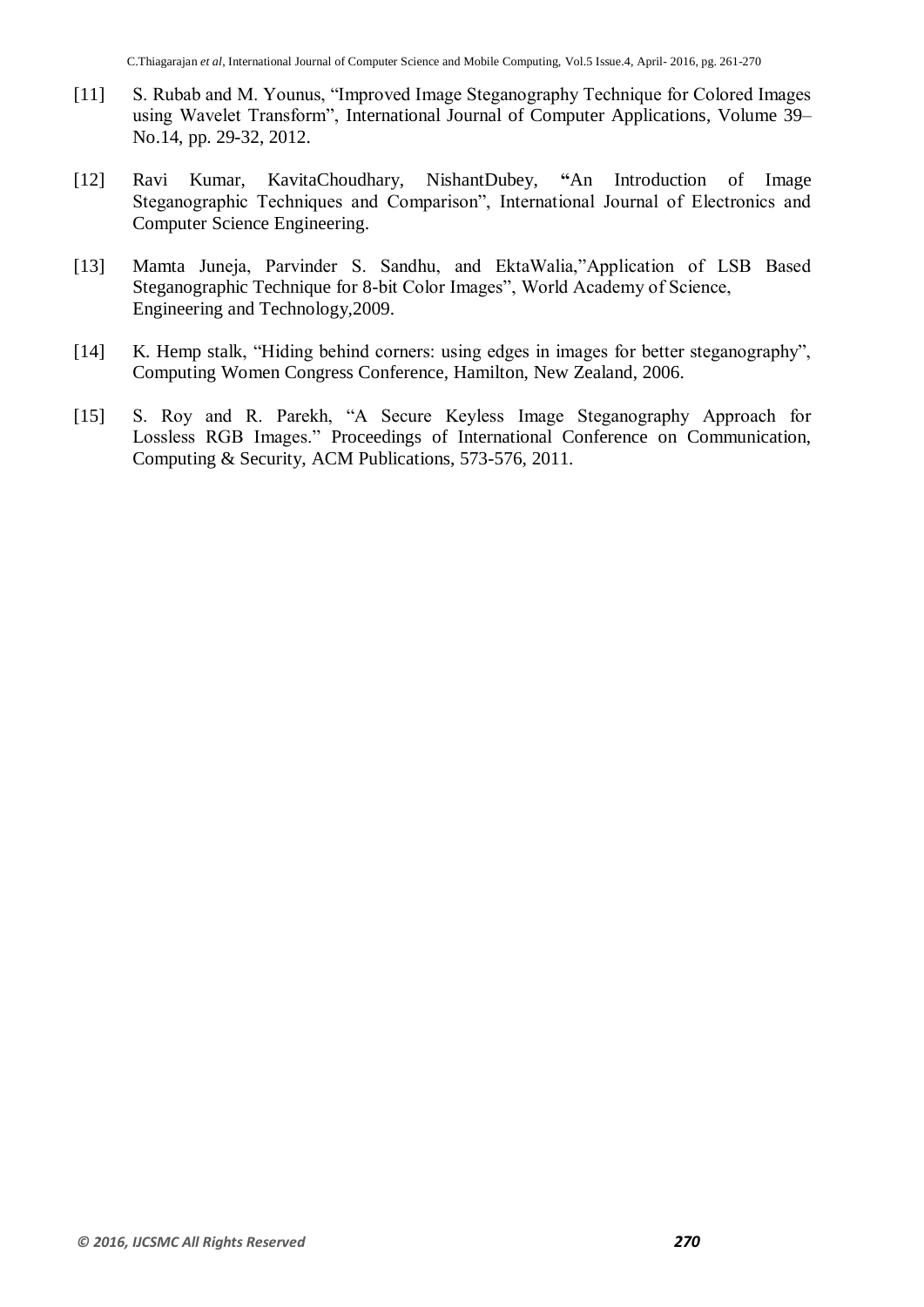[11] S. Rubab and M. Younus, "Improved Image Steganography Technique for Colored Images using Wavelet Transform", International Journal of Computer Applications, Volume 39– No.14, pp. 29-32, 2012.

[12] Ravi Kumar, KavitaChoudhary, NishantDubey, "An Introduction of Image Steganographic Techniques and Comparison", International Journal of Electronics and Computer Science Engineering.

[13] Mamta Juneja, Parvinder S. Sandhu, and EktaWalia,"Application of LSB Based Steganographic Technique for 8-bit Color Images", World Academy of Science, Engineering and Technology,2009.

[14] K. Hemp stalk, "Hiding behind corners: using edges in images for better steganography", Computing Women Congress Conference, Hamilton, New Zealand, 2006.

[15] S. Roy and R. Parekh, "A Secure Keyless Image Steganography Approach for Lossless RGB Images." Proceedings of International Conference on Communication, Computing & Security, ACM Publications, 573-576, 2011.